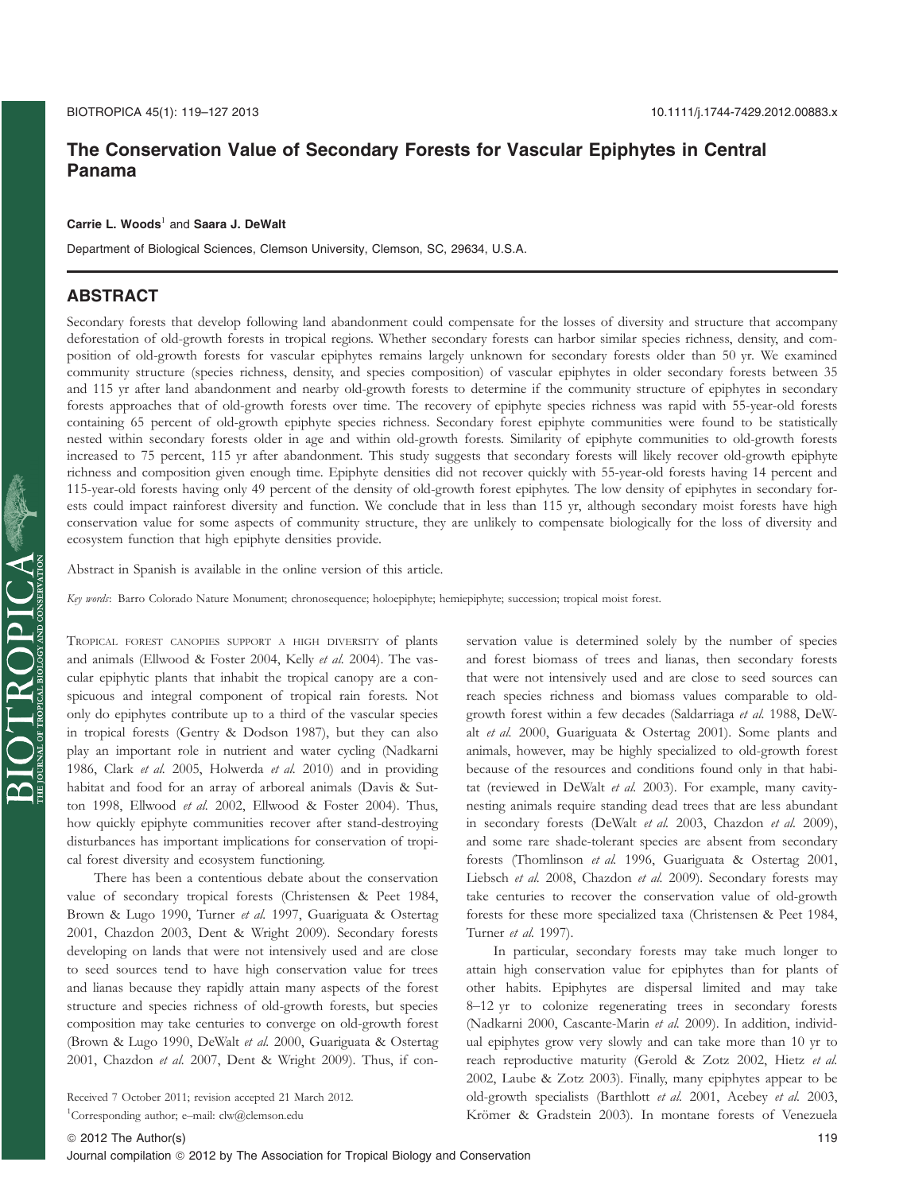# The Conservation Value of Secondary Forests for Vascular Epiphytes in Central Panama

**Carrie L. Woods**[1] **and Saara J. DeWalt**

Department of Biological Sciences, Clemson University, Clemson, SC, 29634, U.S.A.

## ABSTRACT

Secondary forests that develop following land abandonment could compensate for the losses of diversity and structure that accompany deforestation of old-growth forests in tropical regions. Whether secondary forests can harbor similar species richness, density, and composition of old-growth forests for vascular epiphytes remains largely unknown for secondary forests older than 50 yr. We examined community structure (species richness, density, and species composition) of vascular epiphytes in older secondary forests between 35 and 115 yr after land abandonment and nearby old-growth forests to determine if the community structure of epiphytes in secondary forests approaches that of old-growth forests over time. The recovery of epiphyte species richness was rapid with 55-year-old forests containing 65 percent of old-growth epiphyte species richness. Secondary forest epiphyte communities were found to be statistically nested within secondary forests older in age and within old-growth forests. Similarity of epiphyte communities to old-growth forests increased to 75 percent, 115 yr after abandonment. This study suggests that secondary forests will likely recover old-growth epiphyte richness and composition given enough time. Epiphyte densities did not recover quickly with 55-year-old forests having 14 percent and 115-year-old forests having only 49 percent of the density of old-growth forest epiphytes. The low density of epiphytes in secondary forests could impact rainforest diversity and function. We conclude that in less than 115 yr, although secondary moist forests have high conservation value for some aspects of community structure, they are unlikely to compensate biologically for the loss of diversity and ecosystem function that high epiphyte densities provide.

Abstract in Spanish is available in the online version of this article.

*Key words*: Barro Colorado Nature Monument; chronosequence; holoepiphyte; hemiepiphyte; succession; tropical moist forest.

Tropical forest canopies support a high diversity of plants and animals (Ellwood & Foster 2004, Kelly *et al.* 2004). The vascular epiphytic plants that inhabit the tropical canopy are a conspicuous and integral component of tropical rain forests. Not only do epiphytes contribute up to a third of the vascular species in tropical forests (Gentry & Dodson 1987), but they can also play an important role in nutrient and water cycling (Nadkarni 1986, Clark *et al.* 2005, Holwerda *et al.* 2010) and in providing habitat and food for an array of arboreal animals (Davis & Sutton 1998, Ellwood *et al.* 2002, Ellwood & Foster 2004). Thus, how quickly epiphyte communities recover after stand-destroying disturbances has important implications for conservation of tropical forest diversity and ecosystem functioning.

There has been a contentious debate about the conservation value of secondary tropical forests (Christensen & Peet 1984, Brown & Lugo 1990, Turner *et al.* 1997, Guariguata & Ostertag 2001, Chazdon 2003, Dent & Wright 2009). Secondary forests developing on lands that were not intensively used and are close to seed sources tend to have high conservation value for trees and lianas because they rapidly attain many aspects of the forest structure and species richness of old-growth forests, but species composition may take centuries to converge on old-growth forest (Brown & Lugo 1990, DeWalt *et al.* 2000, Guariguata & Ostertag 2001, Chazdon *et al.* 2007, Dent & Wright 2009). Thus, if conservation value is determined solely by the number of species and forest biomass of trees and lianas, then secondary forests that were not intensively used and are close to seed sources can reach species richness and biomass values comparable to old-growth forest within a few decades (Saldarriaga *et al.* 1988, DeWalt *et al.* 2000, Guariguata & Ostertag 2001). Some plants and animals, however, may be highly specialized to old-growth forest because of the resources and conditions found only in that habitat (reviewed in DeWalt *et al.* 2003). For example, many cavity-nesting animals require standing dead trees that are less abundant in secondary forests (DeWalt *et al.* 2003, Chazdon *et al.* 2009), and some rare shade-tolerant species are absent from secondary forests (Thomlinson *et al.* 1996, Guariguata & Ostertag 2001, Liebsch *et al.* 2008, Chazdon *et al.* 2009). Secondary forests may take centuries to recover the conservation value of old-growth forests for these more specialized taxa (Christensen & Peet 1984, Turner *et al.* 1997).

In particular, secondary forests may take much longer to attain high conservation value for epiphytes than for plants of other habits. Epiphytes are dispersal limited and may take 8–12 yr to colonize regenerating trees in secondary forests (Nadkarni 2000, Cascante-Marin *et al.* 2009). In addition, individual epiphytes grow very slowly and can take more than 10 yr to reach reproductive maturity (Gerold & Zotz 2002, Hietz *et al.* 2002, Laube & Zotz 2003). Finally, many epiphytes appear to be old-growth specialists (Barthlott *et al.* 2001, Acebey *et al.* 2003, Krömer & Gradstein 2003). In montane forests of Venezuela

Received 7 October 2011; revision accepted 21 March 2012.

[1]Corresponding author; e–mail: clw@clemson.edu

© 2012 The Author(s)

Journal compilation © 2012 by The Association for Tropical Biology and Conservation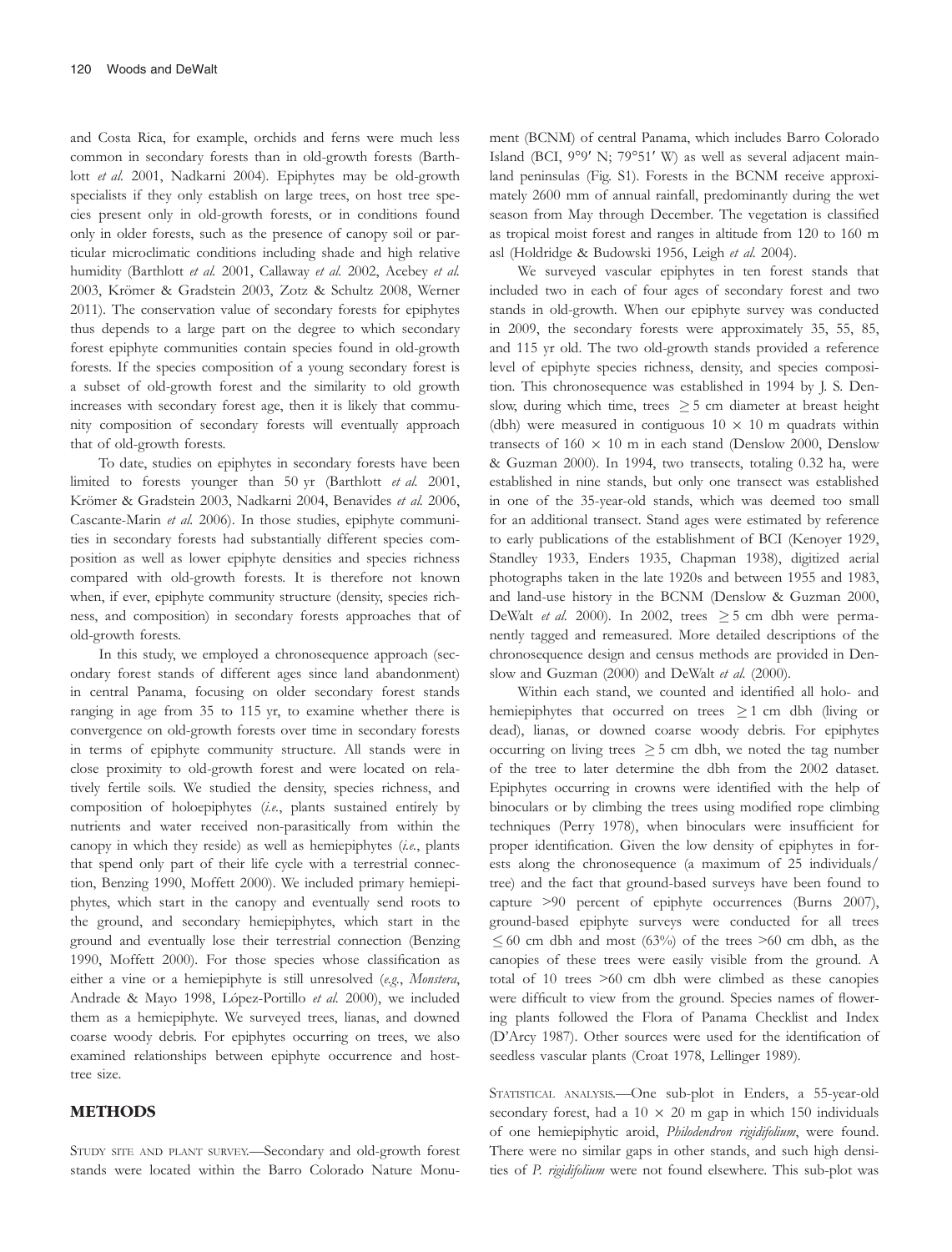and Costa Rica, for example, orchids and ferns were much less common in secondary forests than in old-growth forests (Barthlott *et al.* 2001, Nadkarni 2004). Epiphytes may be old-growth specialists if they only establish on large trees, on host tree species present only in old-growth forests, or in conditions found only in older forests, such as the presence of canopy soil or particular microclimatic conditions including shade and high relative humidity (Barthlott *et al.* 2001, Callaway *et al.* 2002, Acebey *et al.* 2003, Krömer & Gradstein 2003, Zotz & Schultz 2008, Werner 2011). The conservation value of secondary forests for epiphytes thus depends to a large part on the degree to which secondary forest epiphyte communities contain species found in old-growth forests. If the species composition of a young secondary forest is a subset of old-growth forest and the similarity to old growth increases with secondary forest age, then it is likely that community composition of secondary forests will eventually approach that of old-growth forests.

To date, studies on epiphytes in secondary forests have been limited to forests younger than 50 yr (Barthlott *et al.* 2001, Krömer & Gradstein 2003, Nadkarni 2004, Benavides *et al.* 2006, Cascante-Marin *et al.* 2006). In those studies, epiphyte communities in secondary forests had substantially different species composition as well as lower epiphyte densities and species richness compared with old-growth forests. It is therefore not known when, if ever, epiphyte community structure (density, species richness, and composition) in secondary forests approaches that of old-growth forests.

In this study, we employed a chronosequence approach (secondary forest stands of different ages since land abandonment) in central Panama, focusing on older secondary forest stands ranging in age from 35 to 115 yr, to examine whether there is convergence on old-growth forests over time in secondary forests in terms of epiphyte community structure. All stands were in close proximity to old-growth forest and were located on relatively fertile soils. We studied the density, species richness, and composition of holoepiphytes (*i.e.*, plants sustained entirely by nutrients and water received non-parasitically from within the canopy in which they reside) as well as hemiepiphytes (*i.e.*, plants that spend only part of their life cycle with a terrestrial connection, Benzing 1990, Moffett 2000). We included primary hemiepiphytes, which start in the canopy and eventually send roots to the ground, and secondary hemiepiphytes, which start in the ground and eventually lose their terrestrial connection (Benzing 1990, Moffett 2000). For those species whose classification as either a vine or a hemiepiphyte is still unresolved (*e.g.*, *Monstera*, Andrade & Mayo 1998, López-Portillo *et al.* 2000), we included them as a hemiepiphyte. We surveyed trees, lianas, and downed coarse woody debris. For epiphytes occurring on trees, we also examined relationships between epiphyte occurrence and host-tree size.

## METHODS

STUDY SITE AND PLANT SURVEY.—Secondary and old-growth forest stands were located within the Barro Colorado Nature Monument (BCNM) of central Panama, which includes Barro Colorado Island (BCI, 9°9′ N; 79°51′ W) as well as several adjacent mainland peninsulas (Fig. S1). Forests in the BCNM receive approximately 2600 mm of annual rainfall, predominantly during the wet season from May through December. The vegetation is classified as tropical moist forest and ranges in altitude from 120 to 160 m asl (Holdridge & Budowski 1956, Leigh *et al.* 2004).

We surveyed vascular epiphytes in ten forest stands that included two in each of four ages of secondary forest and two stands in old-growth. When our epiphyte survey was conducted in 2009, the secondary forests were approximately 35, 55, 85, and 115 yr old. The two old-growth stands provided a reference level of epiphyte species richness, density, and species composition. This chronosequence was established in 1994 by J. S. Denslow, during which time, trees $\geq 5$ cm diameter at breast height (dbh) were measured in contiguous $10 \times 10$ m quadrats within transects of $160 \times 10$ m in each stand (Denslow 2000, Denslow & Guzman 2000). In 1994, two transects, totaling 0.32 ha, were established in nine stands, but only one transect was established in one of the 35-year-old stands, which was deemed too small for an additional transect. Stand ages were estimated by reference to early publications of the establishment of BCI (Kenoyer 1929, Standley 1933, Enders 1935, Chapman 1938), digitized aerial photographs taken in the late 1920s and between 1955 and 1983, and land-use history in the BCNM (Denslow & Guzman 2000, DeWalt *et al.* 2000). In 2002, trees $\geq 5$ cm dbh were permanently tagged and remeasured. More detailed descriptions of the chronosequence design and census methods are provided in Denslow and Guzman (2000) and DeWalt *et al.* (2000).

Within each stand, we counted and identified all holo- and hemiepiphytes that occurred on trees $\geq 1$ cm dbh (living or dead), lianas, or downed coarse woody debris. For epiphytes occurring on living trees $\geq 5$ cm dbh, we noted the tag number of the tree to later determine the dbh from the 2002 dataset. Epiphytes occurring in crowns were identified with the help of binoculars or by climbing the trees using modified rope climbing techniques (Perry 1978), when binoculars were insufficient for proper identification. Given the low density of epiphytes in forests along the chronosequence (a maximum of 25 individuals/tree) and the fact that ground-based surveys have been found to capture >90 percent of epiphyte occurrences (Burns 2007), ground-based epiphyte surveys were conducted for all trees $\leq 60$ cm dbh and most (63%) of the trees >60 cm dbh, as the canopies of these trees were easily visible from the ground. A total of 10 trees >60 cm dbh were climbed as these canopies were difficult to view from the ground. Species names of flowering plants followed the Flora of Panama Checklist and Index (D'Arcy 1987). Other sources were used for the identification of seedless vascular plants (Croat 1978, Lellinger 1989).

STATISTICAL ANALYSIS.—One sub-plot in Enders, a 55-year-old secondary forest, had a $10 \times 20$ m gap in which 150 individuals of one hemiepiphytic aroid, *Philodendron rigidifolium*, were found. There were no similar gaps in other stands, and such high densities of *P. rigidifolium* were not found elsewhere. This sub-plot was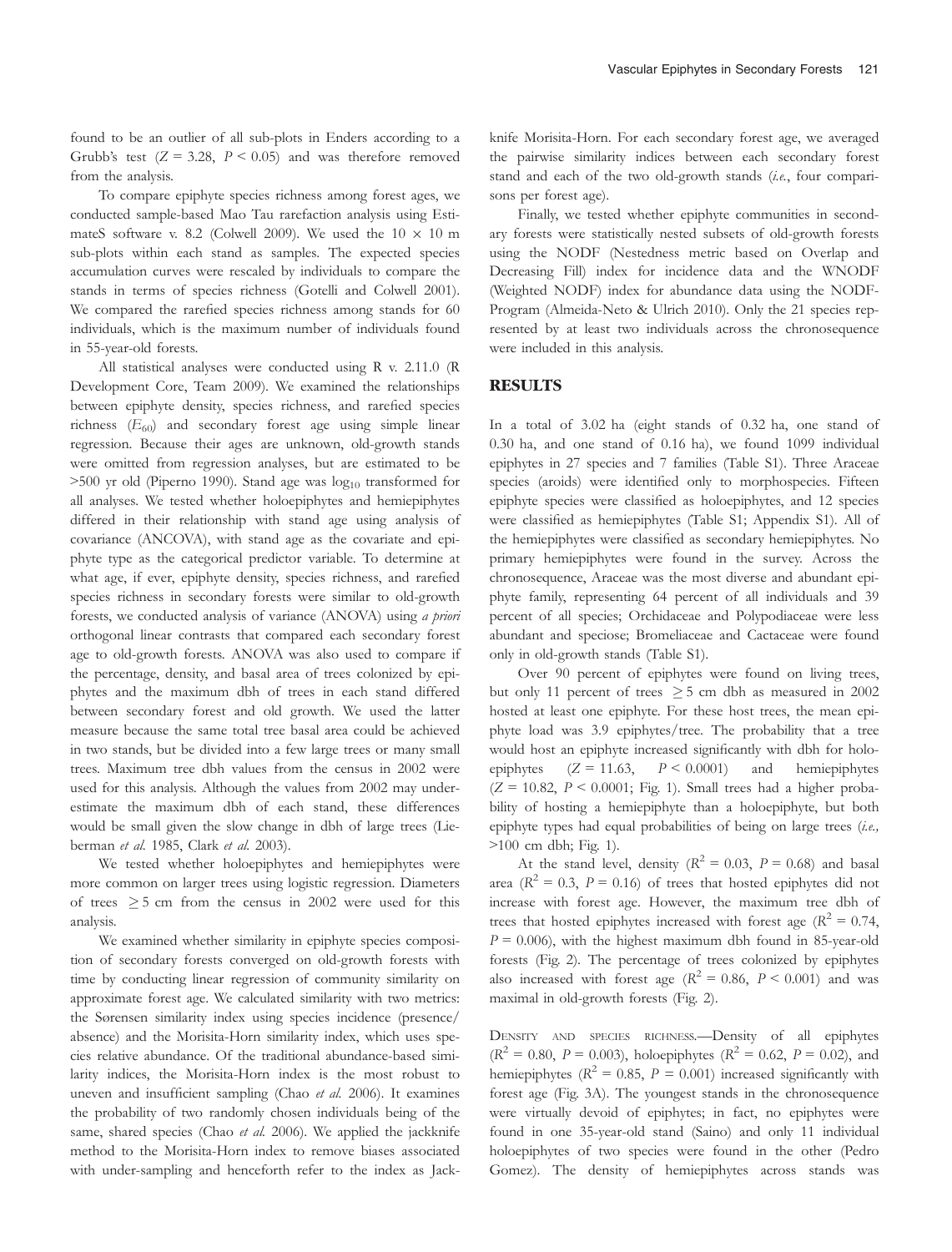found to be an outlier of all sub-plots in Enders according to a Grubb's test ($Z = 3.28$, $P < 0.05$) and was therefore removed from the analysis.

To compare epiphyte species richness among forest ages, we conducted sample-based Mao Tau rarefaction analysis using EstimateS software v. 8.2 (Colwell 2009). We used the $10 \times 10$ m sub-plots within each stand as samples. The expected species accumulation curves were rescaled by individuals to compare the stands in terms of species richness (Gotelli and Colwell 2001). We compared the rarefied species richness among stands for 60 individuals, which is the maximum number of individuals found in 55-year-old forests.

All statistical analyses were conducted using R v. 2.11.0 (R Development Core, Team 2009). We examined the relationships between epiphyte density, species richness, and rarefied species richness ($E_{60}$) and secondary forest age using simple linear regression. Because their ages are unknown, old-growth stands were omitted from regression analyses, but are estimated to be >500 yr old (Piperno 1990). Stand age was $\log_{10}$ transformed for all analyses. We tested whether holoepiphytes and hemiepiphytes differed in their relationship with stand age using analysis of covariance (ANCOVA), with stand age as the covariate and epiphyte type as the categorical predictor variable. To determine at what age, if ever, epiphyte density, species richness, and rarefied species richness in secondary forests were similar to old-growth forests, we conducted analysis of variance (ANOVA) using *a priori* orthogonal linear contrasts that compared each secondary forest age to old-growth forests. ANOVA was also used to compare if the percentage, density, and basal area of trees colonized by epiphytes and the maximum dbh of trees in each stand differed between secondary forest and old growth. We used the latter measure because the same total tree basal area could be achieved in two stands, but be divided into a few large trees or many small trees. Maximum tree dbh values from the census in 2002 were used for this analysis. Although the values from 2002 may underestimate the maximum dbh of each stand, these differences would be small given the slow change in dbh of large trees (Lieberman *et al.* 1985, Clark *et al.* 2003).

We tested whether holoepiphytes and hemiepiphytes were more common on larger trees using logistic regression. Diameters of trees $\geq 5$ cm from the census in 2002 were used for this analysis.

We examined whether similarity in epiphyte species composition of secondary forests converged on old-growth forests with time by conducting linear regression of community similarity on approximate forest age. We calculated similarity with two metrics: the Sørensen similarity index using species incidence (presence/absence) and the Morisita-Horn similarity index, which uses species relative abundance. Of the traditional abundance-based similarity indices, the Morisita-Horn index is the most robust to uneven and insufficient sampling (Chao *et al.* 2006). It examines the probability of two randomly chosen individuals being of the same, shared species (Chao *et al.* 2006). We applied the jackknife method to the Morisita-Horn index to remove biases associated with under-sampling and henceforth refer to the index as Jackknife Morisita-Horn. For each secondary forest age, we averaged the pairwise similarity indices between each secondary forest stand and each of the two old-growth stands (*i.e.*, four comparisons per forest age).

Finally, we tested whether epiphyte communities in secondary forests were statistically nested subsets of old-growth forests using the NODF (Nestedness metric based on Overlap and Decreasing Fill) index for incidence data and the WNODF (Weighted NODF) index for abundance data using the NODF-Program (Almeida-Neto & Ulrich 2010). Only the 21 species represented by at least two individuals across the chronosequence were included in this analysis.

## RESULTS

In a total of 3.02 ha (eight stands of 0.32 ha, one stand of 0.30 ha, and one stand of 0.16 ha), we found 1099 individual epiphytes in 27 species and 7 families (Table S1). Three Araceae species (aroids) were identified only to morphospecies. Fifteen epiphyte species were classified as holoepiphytes, and 12 species were classified as hemiepiphytes (Table S1; Appendix S1). All of the hemiepiphytes were classified as secondary hemiepiphytes. No primary hemiepiphytes were found in the survey. Across the chronosequence, Araceae was the most diverse and abundant epiphyte family, representing 64 percent of all individuals and 39 percent of all species; Orchidaceae and Polypodiaceae were less abundant and speciose; Bromeliaceae and Cactaceae were found only in old-growth stands (Table S1).

Over 90 percent of epiphytes were found on living trees, but only 11 percent of trees $\geq 5$ cm dbh as measured in 2002 hosted at least one epiphyte. For these host trees, the mean epiphyte load was 3.9 epiphytes/tree. The probability that a tree would host an epiphyte increased significantly with dbh for holoepiphytes ($Z = 11.63$, $P < 0.0001$) and hemiepiphytes ($Z = 10.82$, $P < 0.0001$; Fig. 1). Small trees had a higher probability of hosting a hemiepiphyte than a holoepiphyte, but both epiphyte types had equal probabilities of being on large trees (*i.e.,* >100 cm dbh; Fig. 1).

At the stand level, density ($R^2 = 0.03$, $P = 0.68$) and basal area ($R^2 = 0.3$, $P = 0.16$) of trees that hosted epiphytes did not increase with forest age. However, the maximum tree dbh of trees that hosted epiphytes increased with forest age ($R^2 = 0.74$, $P = 0.006$), with the highest maximum dbh found in 85-year-old forests (Fig. 2). The percentage of trees colonized by epiphytes also increased with forest age ($R^2 = 0.86$, $P < 0.001$) and was maximal in old-growth forests (Fig. 2).

DENSITY AND SPECIES RICHNESS.—Density of all epiphytes ($R^2 = 0.80$, $P = 0.003$), holoepiphytes ($R^2 = 0.62$, $P = 0.02$), and hemiepiphytes ($R^2 = 0.85$, $P = 0.001$) increased significantly with forest age (Fig. 3A). The youngest stands in the chronosequence were virtually devoid of epiphytes; in fact, no epiphytes were found in one 35-year-old stand (Saino) and only 11 individual holoepiphytes of two species were found in the other (Pedro Gomez). The density of hemiepiphytes across stands was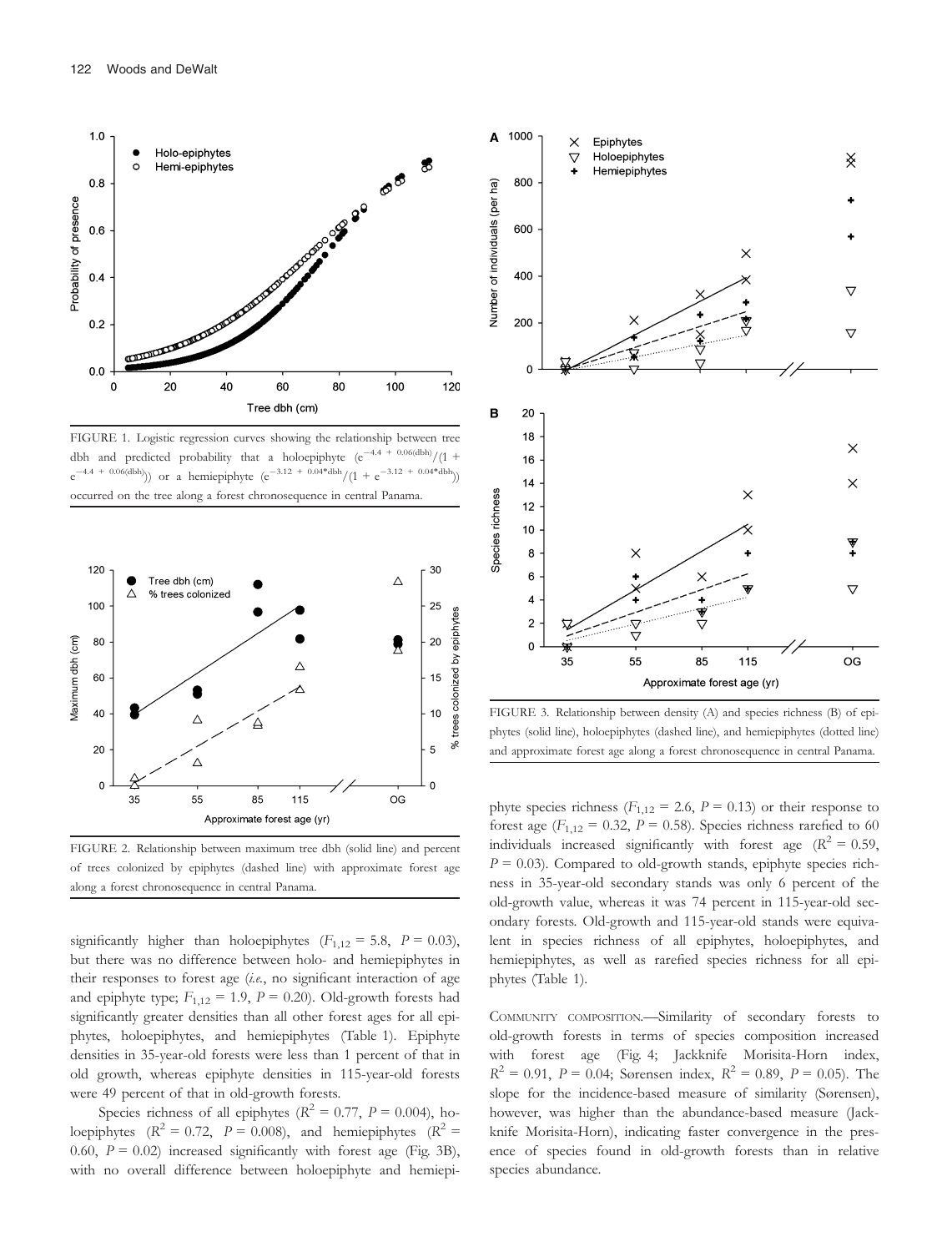FIGURE 1. Logistic regression curves showing the relationship between tree dbh and predicted probability that a holoepiphyte ($e^{-4.4 + 0.06(\text{dbh})}/(1 + e^{-4.4 + 0.06(\text{dbh})})$) or a hemiepiphyte ($e^{-3.12 + 0.04*\text{dbh}}/(1 + e^{-3.12 + 0.04*\text{dbh}})$) occurred on the tree along a forest chronosequence in central Panama.

FIGURE 2. Relationship between maximum tree dbh (solid line) and percent of trees colonized by epiphytes (dashed line) with approximate forest age along a forest chronosequence in central Panama.

FIGURE 3. Relationship between density (A) and species richness (B) of epiphytes (solid line), holoepiphytes (dashed line), and hemiepiphytes (dotted line) and approximate forest age along a forest chronosequence in central Panama.

significantly higher than holoepiphytes ($F_{1,12} = 5.8$, $P = 0.03$), but there was no difference between holo- and hemiepiphytes in their responses to forest age (*i.e.*, no significant interaction of age and epiphyte type; $F_{1,12} = 1.9$, $P = 0.20$). Old-growth forests had significantly greater densities than all other forest ages for all epiphytes, holoepiphytes, and hemiepiphytes (Table 1). Epiphyte densities in 35-year-old forests were less than 1 percent of that in old growth, whereas epiphyte densities in 115-year-old forests were 49 percent of that in old-growth forests.

Species richness of all epiphytes ($R^2 = 0.77$, $P = 0.004$), holoepiphytes ($R^2 = 0.72$, $P = 0.008$), and hemiepiphytes ($R^2 = 0.60$, $P = 0.02$) increased significantly with forest age (Fig. 3B), with no overall difference between holoepiphyte and hemiepiphyte species richness ($F_{1,12} = 2.6$, $P = 0.13$) or their response to forest age ($F_{1,12} = 0.32$, $P = 0.58$). Species richness rarefied to 60 individuals increased significantly with forest age ($R^2 = 0.59$, $P = 0.03$). Compared to old-growth stands, epiphyte species richness in 35-year-old secondary stands was only 6 percent of the old-growth value, whereas it was 74 percent in 115-year-old secondary forests. Old-growth and 115-year-old stands were equivalent in species richness of all epiphytes, holoepiphytes, and hemiepiphytes, as well as rarefied species richness for all epiphytes (Table 1).

COMMUNITY COMPOSITION.—Similarity of secondary forests to old-growth forests in terms of species composition increased with forest age (Fig. 4; Jackknife Morisita-Horn index, $R^2 = 0.91$, $P = 0.04$; Sørensen index, $R^2 = 0.89$, $P = 0.05$). The slope for the incidence-based measure of similarity (Sørensen), however, was higher than the abundance-based measure (Jackknife Morisita-Horn), indicating faster convergence in the presence of species found in old-growth forests than in relative species abundance.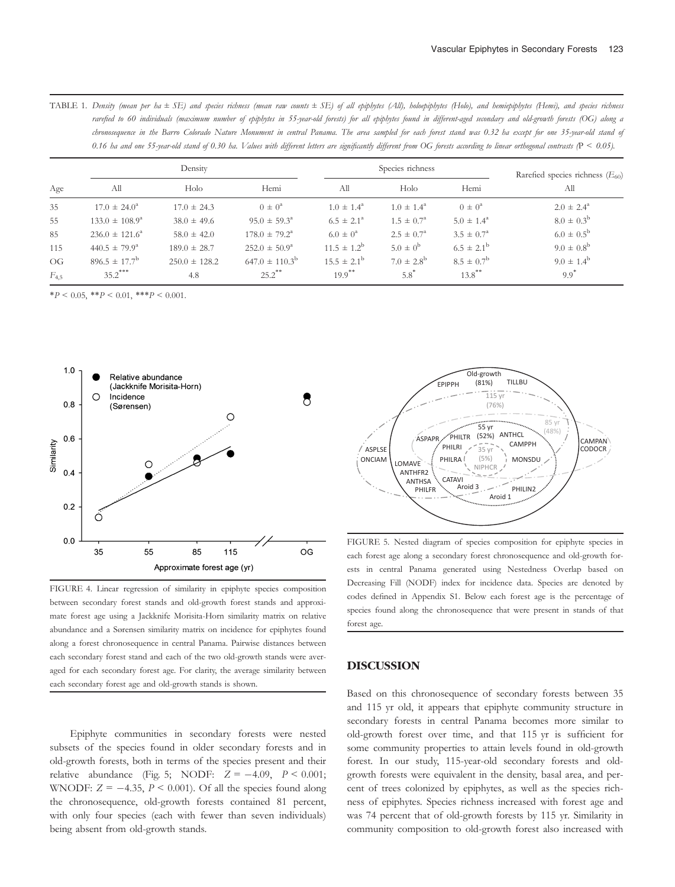TABLE 1. *Density (mean per ha ± SE) and species richness (mean raw counts ± SE) of all epiphytes (All), holoepiphytes (Holo), and hemiepiphytes (Hemi), and species richness rarefied to 60 individuals (maximum number of epiphytes in 55-year-old forests) for all epiphytes found in different-aged secondary and old-growth forests (OG) along a chronosequence in the Barro Colorado Nature Monument in central Panama. The area sampled for each forest stand was 0.32 ha except for one 35-year-old stand of 0.16 ha and one 55-year-old stand of 0.30 ha. Values with different letters are significantly different from OG forests according to linear orthogonal contrasts (*$P < 0.05$*).*

| Age | Density | | | Species richness | | | Rarefied species richness ($E_{60}$) |
|---|---|---|---|---|---|---|---|
| | All | Holo | Hemi | All | Holo | Hemi | All |
| 35 | $17.0 \pm 24.0^{a}$ | $17.0 \pm 24.3$ | $0 \pm 0^{a}$ | $1.0 \pm 1.4^{a}$ | $1.0 \pm 1.4^{a}$ | $0 \pm 0^{a}$ | $2.0 \pm 2.4^{a}$ |
| 55 | $133.0 \pm 108.9^{a}$ | $38.0 \pm 49.6$ | $95.0 \pm 59.3^{a}$ | $6.5 \pm 2.1^{a}$ | $1.5 \pm 0.7^{a}$ | $5.0 \pm 1.4^{a}$ | $8.0 \pm 0.3^{b}$ |
| 85 | $236.0 \pm 121.6^{a}$ | $58.0 \pm 42.0$ | $178.0 \pm 79.2^{a}$ | $6.0 \pm 0^{a}$ | $2.5 \pm 0.7^{a}$ | $3.5 \pm 0.7^{a}$ | $6.0 \pm 0.5^{b}$ |
| 115 | $440.5 \pm 79.9^{a}$ | $189.0 \pm 28.7$ | $252.0 \pm 50.9^{a}$ | $11.5 \pm 1.2^{b}$ | $5.0 \pm 0^{b}$ | $6.5 \pm 2.1^{b}$ | $9.0 \pm 0.8^{b}$ |
| OG | $896.5 \pm 17.7^{b}$ | $250.0 \pm 128.2$ | $647.0 \pm 110.3^{b}$ | $15.5 \pm 2.1^{b}$ | $7.0 \pm 2.8^{b}$ | $8.5 \pm 0.7^{b}$ | $9.0 \pm 1.4^{b}$ |
| $F_{4,5}$ | $35.2^{***}$ | 4.8 | $25.2^{**}$ | $19.9^{**}$ | $5.8^{*}$ | $13.8^{**}$ | $9.9^{*}$ |

*$P < 0.05$, **$P < 0.01$, ***$P < 0.001$.

FIGURE 4. Linear regression of similarity in epiphyte species composition between secondary forest stands and old-growth forest stands and approximate forest age using a Jackknife Morisita-Horn similarity matrix on relative abundance and a Sørensen similarity matrix on incidence for epiphytes found along a forest chronosequence in central Panama. Pairwise distances between each secondary forest stand and each of the two old-growth stands were averaged for each secondary forest age. For clarity, the average similarity between each secondary forest age and old-growth stands is shown.

FIGURE 5. Nested diagram of species composition for epiphyte species in each forest age along a secondary forest chronosequence and old-growth forests in central Panama generated using Nestedness Overlap based on Decreasing Fill (NODF) index for incidence data. Species are denoted by codes defined in Appendix S1. Below each forest age is the percentage of species found along the chronosequence that were present in stands of that forest age.

Epiphyte communities in secondary forests were nested subsets of the species found in older secondary forests and in old-growth forests, both in terms of the species present and their relative abundance (Fig. 5; NODF: $Z = -4.09$, $P < 0.001$; WNODF: $Z = -4.35$, $P < 0.001$). Of all the species found along the chronosequence, old-growth forests contained 81 percent, with only four species (each with fewer than seven individuals) being absent from old-growth stands.

## DISCUSSION

Based on this chronosequence of secondary forests between 35 and 115 yr old, it appears that epiphyte community structure in secondary forests in central Panama becomes more similar to old-growth forest over time, and that 115 yr is sufficient for some community properties to attain levels found in old-growth forest. In our study, 115-year-old secondary forests and old-growth forests were equivalent in the density, basal area, and percent of trees colonized by epiphytes, as well as the species richness of epiphytes. Species richness increased with forest age and was 74 percent that of old-growth forests by 115 yr. Similarity in community composition to old-growth forest also increased with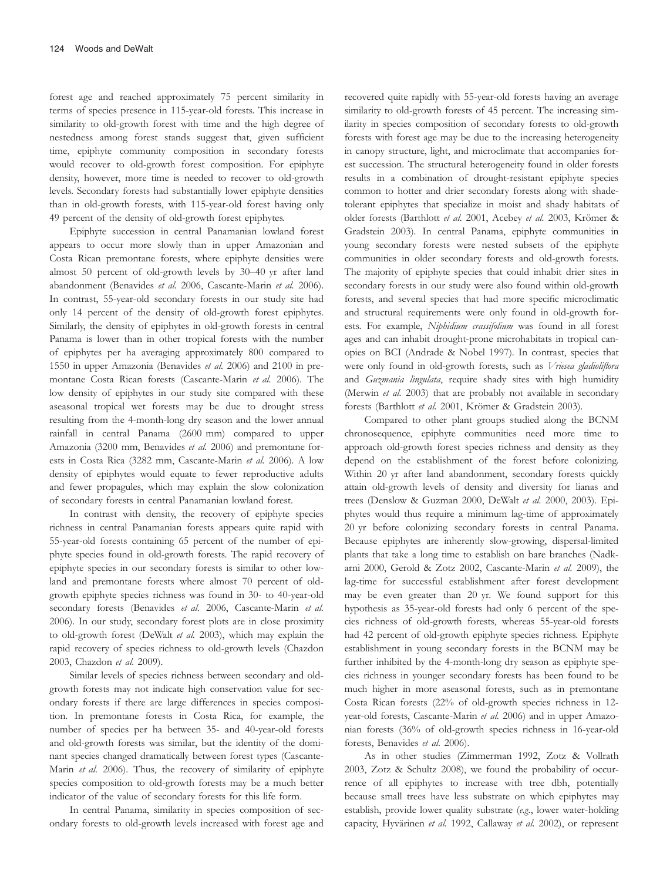forest age and reached approximately 75 percent similarity in terms of species presence in 115-year-old forests. This increase in similarity to old-growth forest with time and the high degree of nestedness among forest stands suggest that, given sufficient time, epiphyte community composition in secondary forests would recover to old-growth forest composition. For epiphyte density, however, more time is needed to recover to old-growth levels. Secondary forests had substantially lower epiphyte densities than in old-growth forests, with 115-year-old forest having only 49 percent of the density of old-growth forest epiphytes.

Epiphyte succession in central Panamanian lowland forest appears to occur more slowly than in upper Amazonian and Costa Rican premontane forests, where epiphyte densities were almost 50 percent of old-growth levels by 30–40 yr after land abandonment (Benavides *et al.* 2006, Cascante-Marin *et al.* 2006). In contrast, 55-year-old secondary forests in our study site had only 14 percent of the density of old-growth forest epiphytes. Similarly, the density of epiphytes in old-growth forests in central Panama is lower than in other tropical forests with the number of epiphytes per ha averaging approximately 800 compared to 1550 in upper Amazonia (Benavides *et al.* 2006) and 2100 in premontane Costa Rican forests (Cascante-Marin *et al.* 2006). The low density of epiphytes in our study site compared with these aseasonal tropical wet forests may be due to drought stress resulting from the 4-month-long dry season and the lower annual rainfall in central Panama (2600 mm) compared to upper Amazonia (3200 mm, Benavides *et al.* 2006) and premontane forests in Costa Rica (3282 mm, Cascante-Marin *et al.* 2006). A low density of epiphytes would equate to fewer reproductive adults and fewer propagules, which may explain the slow colonization of secondary forests in central Panamanian lowland forest.

In contrast with density, the recovery of epiphyte species richness in central Panamanian forests appears quite rapid with 55-year-old forests containing 65 percent of the number of epiphyte species found in old-growth forests. The rapid recovery of epiphyte species in our secondary forests is similar to other lowland and premontane forests where almost 70 percent of old-growth epiphyte species richness was found in 30- to 40-year-old secondary forests (Benavides *et al.* 2006, Cascante-Marin *et al.* 2006). In our study, secondary forest plots are in close proximity to old-growth forest (DeWalt *et al.* 2003), which may explain the rapid recovery of species richness to old-growth levels (Chazdon 2003, Chazdon *et al.* 2009).

Similar levels of species richness between secondary and old-growth forests may not indicate high conservation value for secondary forests if there are large differences in species composition. In premontane forests in Costa Rica, for example, the number of species per ha between 35- and 40-year-old forests and old-growth forests was similar, but the identity of the dominant species changed dramatically between forest types (Cascante-Marin *et al.* 2006). Thus, the recovery of similarity of epiphyte species composition to old-growth forests may be a much better indicator of the value of secondary forests for this life form.

In central Panama, similarity in species composition of secondary forests to old-growth levels increased with forest age and recovered quite rapidly with 55-year-old forests having an average similarity to old-growth forests of 45 percent. The increasing similarity in species composition of secondary forests to old-growth forests with forest age may be due to the increasing heterogeneity in canopy structure, light, and microclimate that accompanies forest succession. The structural heterogeneity found in older forests results in a combination of drought-resistant epiphyte species common to hotter and drier secondary forests along with shade-tolerant epiphytes that specialize in moist and shady habitats of older forests (Barthlott *et al.* 2001, Acebey *et al.* 2003, Krömer & Gradstein 2003). In central Panama, epiphyte communities in young secondary forests were nested subsets of the epiphyte communities in older secondary forests and old-growth forests. The majority of epiphyte species that could inhabit drier sites in secondary forests in our study were also found within old-growth forests, and several species that had more specific microclimatic and structural requirements were only found in old-growth forests. For example, *Niphidium crassifolium* was found in all forest ages and can inhabit drought-prone microhabitats in tropical canopies on BCI (Andrade & Nobel 1997). In contrast, species that were only found in old-growth forests, such as *Vriesea gladioliflora* and *Guzmania lingulata*, require shady sites with high humidity (Merwin *et al.* 2003) that are probably not available in secondary forests (Barthlott *et al.* 2001, Krömer & Gradstein 2003).

Compared to other plant groups studied along the BCNM chronosequence, epiphyte communities need more time to approach old-growth forest species richness and density as they depend on the establishment of the forest before colonizing. Within 20 yr after land abandonment, secondary forests quickly attain old-growth levels of density and diversity for lianas and trees (Denslow & Guzman 2000, DeWalt *et al.* 2000, 2003). Epiphytes would thus require a minimum lag-time of approximately 20 yr before colonizing secondary forests in central Panama. Because epiphytes are inherently slow-growing, dispersal-limited plants that take a long time to establish on bare branches (Nadkarni 2000, Gerold & Zotz 2002, Cascante-Marin *et al.* 2009), the lag-time for successful establishment after forest development may be even greater than 20 yr. We found support for this hypothesis as 35-year-old forests had only 6 percent of the species richness of old-growth forests, whereas 55-year-old forests had 42 percent of old-growth epiphyte species richness. Epiphyte establishment in young secondary forests in the BCNM may be further inhibited by the 4-month-long dry season as epiphyte species richness in younger secondary forests has been found to be much higher in more aseasonal forests, such as in premontane Costa Rican forests (22% of old-growth species richness in 12-year-old forests, Cascante-Marin *et al.* 2006) and in upper Amazonian forests (36% of old-growth species richness in 16-year-old forests, Benavides *et al.* 2006).

As in other studies (Zimmerman 1992, Zotz & Vollrath 2003, Zotz & Schultz 2008), we found the probability of occurrence of all epiphytes to increase with tree dbh, potentially because small trees have less substrate on which epiphytes may establish, provide lower quality substrate (*e.g.*, lower water-holding capacity, Hyvärinen *et al.* 1992, Callaway *et al.* 2002), or represent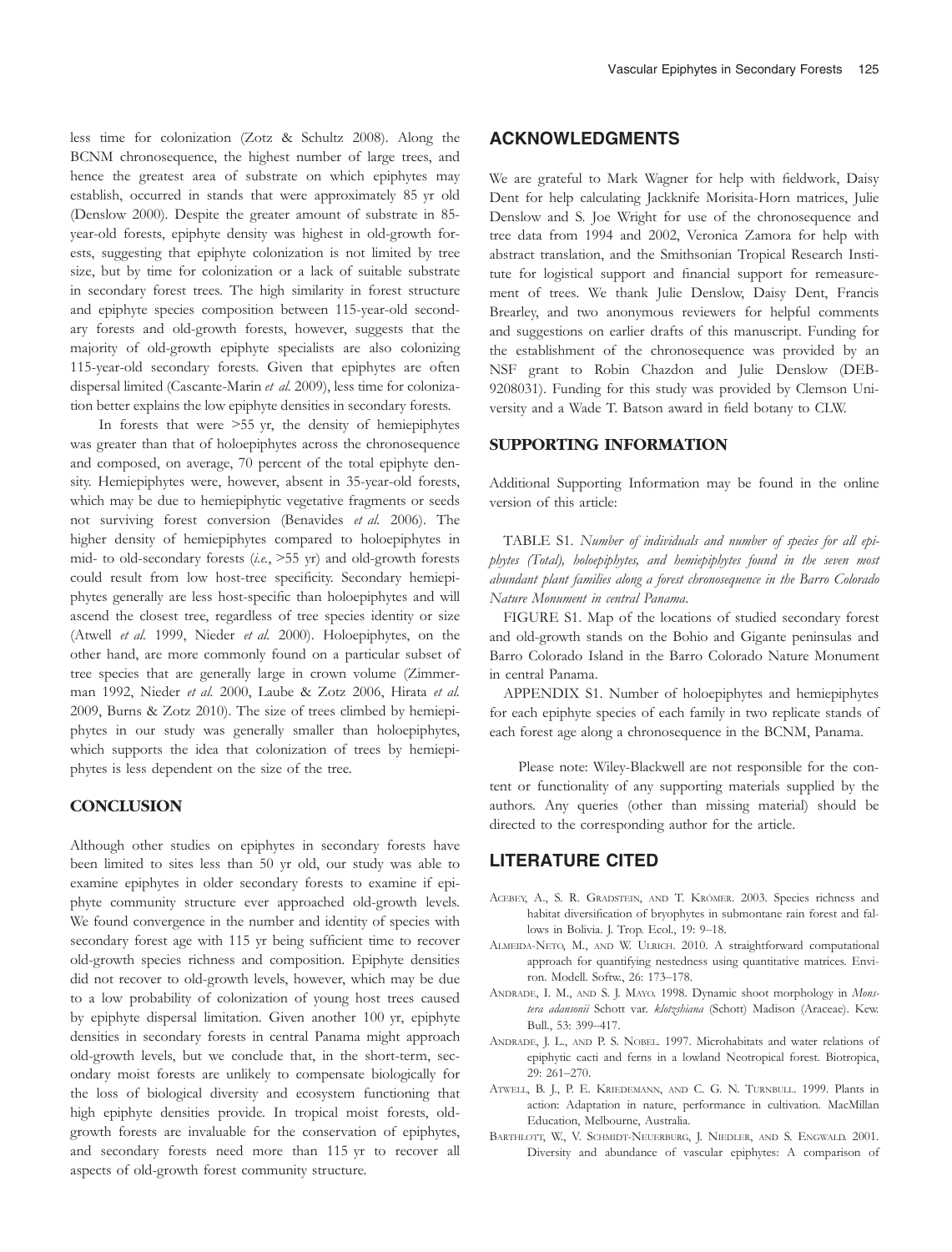less time for colonization (Zotz & Schultz 2008). Along the BCNM chronosequence, the highest number of large trees, and hence the greatest area of substrate on which epiphytes may establish, occurred in stands that were approximately 85 yr old (Denslow 2000). Despite the greater amount of substrate in 85-year-old forests, epiphyte density was highest in old-growth forests, suggesting that epiphyte colonization is not limited by tree size, but by time for colonization or a lack of suitable substrate in secondary forest trees. The high similarity in forest structure and epiphyte species composition between 115-year-old secondary forests and old-growth forests, however, suggests that the majority of old-growth epiphyte specialists are also colonizing 115-year-old secondary forests. Given that epiphytes are often dispersal limited (Cascante-Marin *et al.* 2009), less time for colonization better explains the low epiphyte densities in secondary forests.

In forests that were >55 yr, the density of hemiepiphytes was greater than that of holoepiphytes across the chronosequence and composed, on average, 70 percent of the total epiphyte density. Hemiepiphytes were, however, absent in 35-year-old forests, which may be due to hemiepiphytic vegetative fragments or seeds not surviving forest conversion (Benavides *et al.* 2006). The higher density of hemiepiphytes compared to holoepiphytes in mid- to old-secondary forests (*i.e.*, >55 yr) and old-growth forests could result from low host-tree specificity. Secondary hemiepiphytes generally are less host-specific than holoepiphytes and will ascend the closest tree, regardless of tree species identity or size (Atwell *et al.* 1999, Nieder *et al.* 2000). Holoepiphytes, on the other hand, are more commonly found on a particular subset of tree species that are generally large in crown volume (Zimmerman 1992, Nieder *et al.* 2000, Laube & Zotz 2006, Hirata *et al.* 2009, Burns & Zotz 2010). The size of trees climbed by hemiepiphytes in our study was generally smaller than holoepiphytes, which supports the idea that colonization of trees by hemiepiphytes is less dependent on the size of the tree.

## CONCLUSION

Although other studies on epiphytes in secondary forests have been limited to sites less than 50 yr old, our study was able to examine epiphytes in older secondary forests to examine if epiphyte community structure ever approached old-growth levels. We found convergence in the number and identity of species with secondary forest age with 115 yr being sufficient time to recover old-growth species richness and composition. Epiphyte densities did not recover to old-growth levels, however, which may be due to a low probability of colonization of young host trees caused by epiphyte dispersal limitation. Given another 100 yr, epiphyte densities in secondary forests in central Panama might approach old-growth levels, but we conclude that, in the short-term, secondary moist forests are unlikely to compensate biologically for the loss of biological diversity and ecosystem functioning that high epiphyte densities provide. In tropical moist forests, old-growth forests are invaluable for the conservation of epiphytes, and secondary forests need more than 115 yr to recover all aspects of old-growth forest community structure.

## ACKNOWLEDGMENTS

We are grateful to Mark Wagner for help with fieldwork, Daisy Dent for help calculating Jackknife Morisita-Horn matrices, Julie Denslow and S. Joe Wright for use of the chronosequence and tree data from 1994 and 2002, Veronica Zamora for help with abstract translation, and the Smithsonian Tropical Research Institute for logistical support and financial support for remeasurement of trees. We thank Julie Denslow, Daisy Dent, Francis Brearley, and two anonymous reviewers for helpful comments and suggestions on earlier drafts of this manuscript. Funding for the establishment of the chronosequence was provided by an NSF grant to Robin Chazdon and Julie Denslow (DEB-9208031). Funding for this study was provided by Clemson University and a Wade T. Batson award in field botany to CLW.

## SUPPORTING INFORMATION

Additional Supporting Information may be found in the online version of this article:

TABLE S1. *Number of individuals and number of species for all epiphytes (Total), holoepiphytes, and hemiepiphytes found in the seven most abundant plant families along a forest chronosequence in the Barro Colorado Nature Monument in central Panama.*

FIGURE S1. Map of the locations of studied secondary forest and old-growth stands on the Bohio and Gigante peninsulas and Barro Colorado Island in the Barro Colorado Nature Monument in central Panama.

APPENDIX S1. Number of holoepiphytes and hemiepiphytes for each epiphyte species of each family in two replicate stands of each forest age along a chronosequence in the BCNM, Panama.

Please note: Wiley-Blackwell are not responsible for the content or functionality of any supporting materials supplied by the authors. Any queries (other than missing material) should be directed to the corresponding author for the article.

## LITERATURE CITED

Acebey, A., S. R. Gradstein, and T. Krömer. 2003. Species richness and habitat diversification of bryophytes in submontane rain forest and fallows in Bolivia. J. Trop. Ecol., 19: 9–18.

Almeida-Neto, M., and W. Ulrich. 2010. A straightforward computational approach for quantifying nestedness using quantitative matrices. Environ. Modell. Softw., 26: 173–178.

Andrade, I. M., and S. J. Mayo. 1998. Dynamic shoot morphology in *Monstera adansonii* Schott var. *klotzshiana* (Schott) Madison (Araceae). Kew. Bull., 53: 399–417.

Andrade, J. L., and P. S. Nobel. 1997. Microhabitats and water relations of epiphytic cacti and ferns in a lowland Neotropical forest. Biotropica, 29: 261–270.

Atwell, B. J., P. E. Kriedemann, and C. G. N. Turnbull. 1999. Plants in action: Adaptation in nature, performance in cultivation. MacMillan Education, Melbourne, Australia.

Barthlott, W., V. Schmidt-Neuerburg, J. Niedler, and S. Engwald. 2001. Diversity and abundance of vascular epiphytes: A comparison of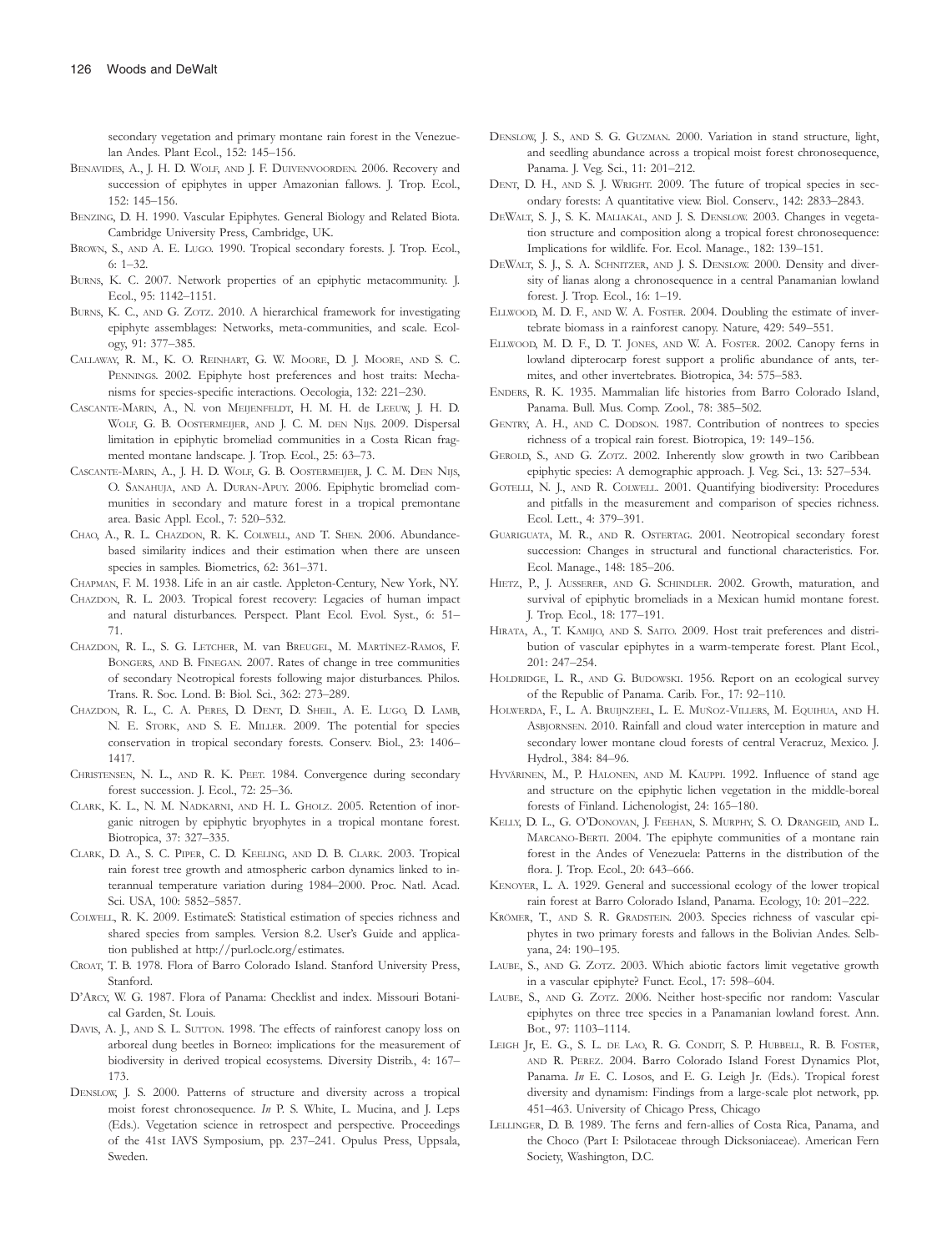secondary vegetation and primary montane rain forest in the Venezuelan Andes. Plant Ecol., 152: 145–156.

Benavides, A., J. H. D. Wolf, and J. F. Duivenvoorden. 2006. Recovery and succession of epiphytes in upper Amazonian fallows. J. Trop. Ecol., 152: 145–156.

Benzing, D. H. 1990. Vascular Epiphytes. General Biology and Related Biota. Cambridge University Press, Cambridge, UK.

Brown, S., and A. E. Lugo. 1990. Tropical secondary forests. J. Trop. Ecol., 6: 1–32.

Burns, K. C. 2007. Network properties of an epiphytic metacommunity. J. Ecol., 95: 1142–1151.

Burns, K. C., and G. Zotz. 2010. A hierarchical framework for investigating epiphyte assemblages: Networks, meta-communities, and scale. Ecology, 91: 377–385.

Callaway, R. M., K. O. Reinhart, G. W. Moore, D. J. Moore, and S. C. Pennings. 2002. Epiphyte host preferences and host traits: Mechanisms for species-specific interactions. Oecologia, 132: 221–230.

Cascante-Marin, A., N. von Meijenfeldt, H. M. H. de Leeuw, J. H. D. Wolf, G. B. Oostermeijer, and J. C. M. den Nijs. 2009. Dispersal limitation in epiphytic bromeliad communities in a Costa Rican fragmented montane landscape. J. Trop. Ecol., 25: 63–73.

Cascante-Marin, A., J. H. D. Wolf, G. B. Oostermeijer, J. C. M. Den Nijs, O. Sanahuja, and A. Duran-Apuy. 2006. Epiphytic bromeliad communities in secondary and mature forest in a tropical premontane area. Basic Appl. Ecol., 7: 520–532.

Chao, A., R. L. Chazdon, R. K. Colwell, and T. Shen. 2006. Abundance-based similarity indices and their estimation when there are unseen species in samples. Biometrics, 62: 361–371.

Chapman, F. M. 1938. Life in an air castle. Appleton-Century, New York, NY.

Chazdon, R. L. 2003. Tropical forest recovery: Legacies of human impact and natural disturbances. Perspect. Plant Ecol. Evol. Syst., 6: 51–71.

Chazdon, R. L., S. G. Letcher, M. van Breugel, M. Martínez-Ramos, F. Bongers, and B. Finegan. 2007. Rates of change in tree communities of secondary Neotropical forests following major disturbances. Philos. Trans. R. Soc. Lond. B: Biol. Sci., 362: 273–289.

Chazdon, R. L., C. A. Peres, D. Dent, D. Sheil, A. E. Lugo, D. Lamb, N. E. Stork, and S. E. Miller. 2009. The potential for species conservation in tropical secondary forests. Conserv. Biol., 23: 1406–1417.

Christensen, N. L., and R. K. Peet. 1984. Convergence during secondary forest succession. J. Ecol., 72: 25–36.

Clark, K. L., N. M. Nadkarni, and H. L. Gholz. 2005. Retention of inorganic nitrogen by epiphytic bryophytes in a tropical montane forest. Biotropica, 37: 327–335.

Clark, D. A., S. C. Piper, C. D. Keeling, and D. B. Clark. 2003. Tropical rain forest tree growth and atmospheric carbon dynamics linked to interannual temperature variation during 1984–2000. Proc. Natl. Acad. Sci. USA, 100: 5852–5857.

Colwell, R. K. 2009. EstimateS: Statistical estimation of species richness and shared species from samples. Version 8.2. User's Guide and application published at http://purl.oclc.org/estimates.

Croat, T. B. 1978. Flora of Barro Colorado Island. Stanford University Press, Stanford.

D'Arcy, W. G. 1987. Flora of Panama: Checklist and index. Missouri Botanical Garden, St. Louis.

Davis, A. J., and S. L. Sutton. 1998. The effects of rainforest canopy loss on arboreal dung beetles in Borneo: implications for the measurement of biodiversity in derived tropical ecosystems. Diversity Distrib., 4: 167–173.

Denslow, J. S. 2000. Patterns of structure and diversity across a tropical moist forest chronosequence. *In* P. S. White, L. Mucina, and J. Leps (Eds.). Vegetation science in retrospect and perspective. Proceedings of the 41st IAVS Symposium, pp. 237–241. Opulus Press, Uppsala, Sweden.

Denslow, J. S., and S. G. Guzman. 2000. Variation in stand structure, light, and seedling abundance across a tropical moist forest chronosequence, Panama. J. Veg. Sci., 11: 201–212.

Dent, D. H., and S. J. Wright. 2009. The future of tropical species in secondary forests: A quantitative view. Biol. Conserv., 142: 2833–2843.

DeWalt, S. J., S. K. Maliakal, and J. S. Denslow. 2003. Changes in vegetation structure and composition along a tropical forest chronosequence: Implications for wildlife. For. Ecol. Manage., 182: 139–151.

DeWalt, S. J., S. A. Schnitzer, and J. S. Denslow. 2000. Density and diversity of lianas along a chronosequence in a central Panamanian lowland forest. J. Trop. Ecol., 16: 1–19.

Ellwood, M. D. F., and W. A. Foster. 2004. Doubling the estimate of invertebrate biomass in a rainforest canopy. Nature, 429: 549–551.

Ellwood, M. D. F., D. T. Jones, and W. A. Foster. 2002. Canopy ferns in lowland dipterocarp forest support a prolific abundance of ants, termites, and other invertebrates. Biotropica, 34: 575–583.

Enders, R. K. 1935. Mammalian life histories from Barro Colorado Island, Panama. Bull. Mus. Comp. Zool., 78: 385–502.

Gentry, A. H., and C. Dodson. 1987. Contribution of nontrees to species richness of a tropical rain forest. Biotropica, 19: 149–156.

Gerold, S., and G. Zotz. 2002. Inherently slow growth in two Caribbean epiphytic species: A demographic approach. J. Veg. Sci., 13: 527–534.

Gotelli, N. J., and R. Colwell. 2001. Quantifying biodiversity: Procedures and pitfalls in the measurement and comparison of species richness. Ecol. Lett., 4: 379–391.

Guariguata, M. R., and R. Ostertag. 2001. Neotropical secondary forest succession: Changes in structural and functional characteristics. For. Ecol. Manage., 148: 185–206.

Hietz, P., J. Ausserer, and G. Schindler. 2002. Growth, maturation, and survival of epiphytic bromeliads in a Mexican humid montane forest. J. Trop. Ecol., 18: 177–191.

Hirata, A., T. Kamijo, and S. Saito. 2009. Host trait preferences and distribution of vascular epiphytes in a warm-temperate forest. Plant Ecol., 201: 247–254.

Holdridge, L. R., and G. Budowski. 1956. Report on an ecological survey of the Republic of Panama. Carib. For., 17: 92–110.

Holwerda, F., L. A. Bruijnzeel, L. E. Muñoz-Villers, M. Equihua, and H. Asbjornsen. 2010. Rainfall and cloud water interception in mature and secondary lower montane cloud forests of central Veracruz, Mexico. J. Hydrol., 384: 84–96.

Hyvärinen, M., P. Halonen, and M. Kauppi. 1992. Influence of stand age and structure on the epiphytic lichen vegetation in the middle-boreal forests of Finland. Lichenologist, 24: 165–180.

Kelly, D. L., G. O'Donovan, J. Feehan, S. Murphy, S. O. Drangeid, and L. Marcano-Berti. 2004. The epiphyte communities of a montane rain forest in the Andes of Venezuela: Patterns in the distribution of the flora. J. Trop. Ecol., 20: 643–666.

Kenoyer, L. A. 1929. General and successional ecology of the lower tropical rain forest at Barro Colorado Island, Panama. Ecology, 10: 201–222.

Krömer, T., and S. R. Gradstein. 2003. Species richness of vascular epiphytes in two primary forests and fallows in the Bolivian Andes. Selbyana, 24: 190–195.

Laube, S., and G. Zotz. 2003. Which abiotic factors limit vegetative growth in a vascular epiphyte? Funct. Ecol., 17: 598–604.

Laube, S., and G. Zotz. 2006. Neither host-specific nor random: Vascular epiphytes on three tree species in a Panamanian lowland forest. Ann. Bot., 97: 1103–1114.

Leigh Jr, E. G., S. L. de Lao, R. G. Condit, S. P. Hubbell, R. B. Foster, and R. Perez. 2004. Barro Colorado Island Forest Dynamics Plot, Panama. *In* E. C. Losos, and E. G. Leigh Jr. (Eds.). Tropical forest diversity and dynamism: Findings from a large-scale plot network, pp. 451–463. University of Chicago Press, Chicago

Lellinger, D. B. 1989. The ferns and fern-allies of Costa Rica, Panama, and the Choco (Part I: Psilotaceae through Dicksoniaceae). American Fern Society, Washington, D.C.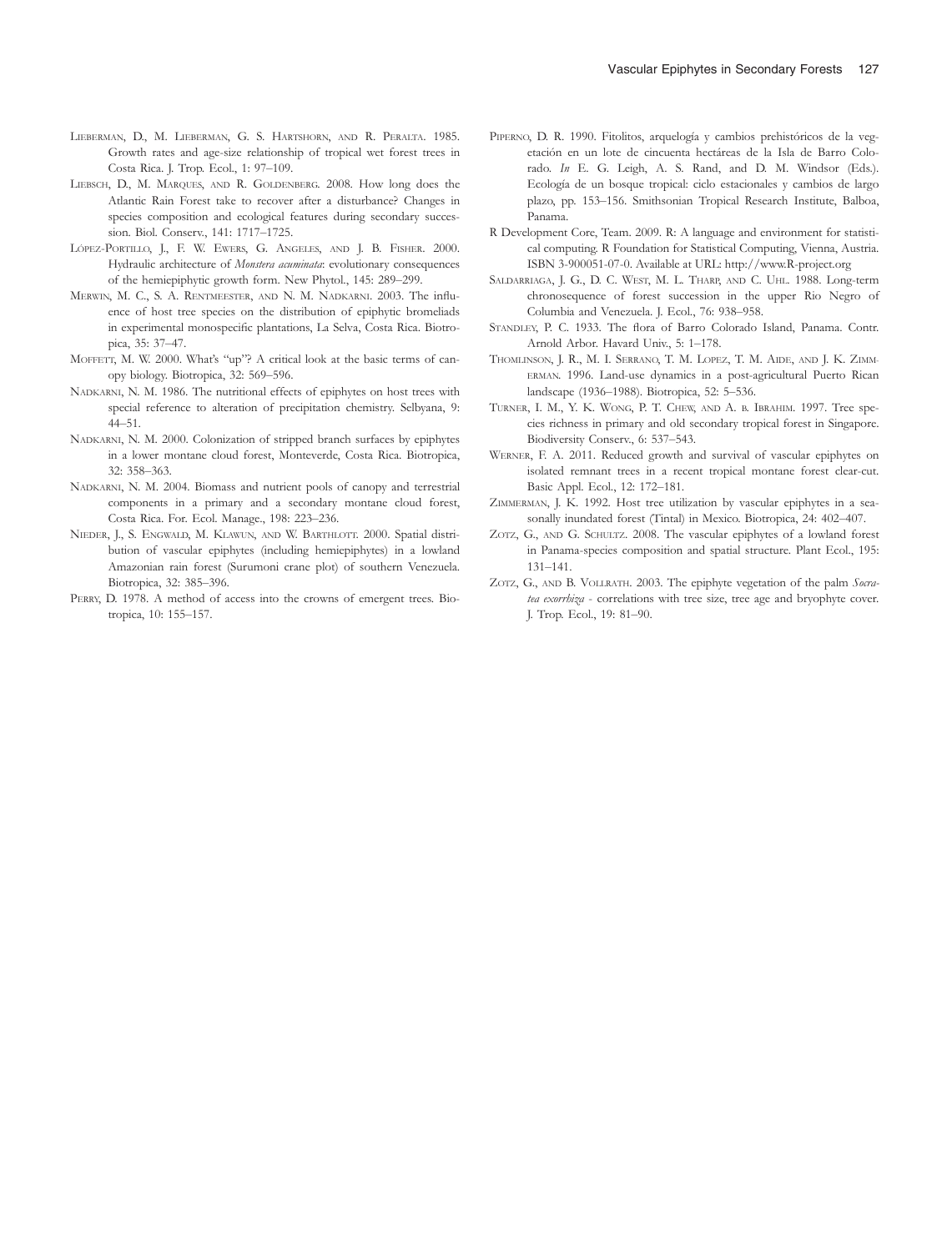LIEBERMAN, D., M. LIEBERMAN, G. S. HARTSHORN, AND R. PERALTA. 1985. Growth rates and age-size relationship of tropical wet forest trees in Costa Rica. J. Trop. Ecol., 1: 97–109.

LIEBSCH, D., M. MARQUES, AND R. GOLDENBERG. 2008. How long does the Atlantic Rain Forest take to recover after a disturbance? Changes in species composition and ecological features during secondary succession. Biol. Conserv., 141: 1717–1725.

LÓPEZ-PORTILLO, J., F. W. EWERS, G. ANGELES, AND J. B. FISHER. 2000. Hydraulic architecture of *Monstera acuminata*: evolutionary consequences of the hemiepiphytic growth form. New Phytol., 145: 289–299.

MERWIN, M. C., S. A. RENTMEESTER, AND N. M. NADKARNI. 2003. The influence of host tree species on the distribution of epiphytic bromeliads in experimental monospecific plantations, La Selva, Costa Rica. Biotropica, 35: 37–47.

MOFFETT, M. W. 2000. What's "up"? A critical look at the basic terms of canopy biology. Biotropica, 32: 569–596.

NADKARNI, N. M. 1986. The nutritional effects of epiphytes on host trees with special reference to alteration of precipitation chemistry. Selbyana, 9: 44–51.

NADKARNI, N. M. 2000. Colonization of stripped branch surfaces by epiphytes in a lower montane cloud forest, Monteverde, Costa Rica. Biotropica, 32: 358–363.

NADKARNI, N. M. 2004. Biomass and nutrient pools of canopy and terrestrial components in a primary and a secondary montane cloud forest, Costa Rica. For. Ecol. Manage., 198: 223–236.

NIEDER, J., S. ENGWALD, M. KLAWUN, AND W. BARTHLOTT. 2000. Spatial distribution of vascular epiphytes (including hemiepiphytes) in a lowland Amazonian rain forest (Surumoni crane plot) of southern Venezuela. Biotropica, 32: 385–396.

PERRY, D. 1978. A method of access into the crowns of emergent trees. Biotropica, 10: 155–157.

PIPERNO, D. R. 1990. Fitolitos, arquelogía y cambios prehistóricos de la vegetación en un lote de cincuenta hectáreas de la Isla de Barro Colorado. *In* E. G. Leigh, A. S. Rand, and D. M. Windsor (Eds.). Ecología de un bosque tropical: ciclo estacionales y cambios de largo plazo, pp. 153–156. Smithsonian Tropical Research Institute, Balboa, Panama.

R Development Core, Team. 2009. R: A language and environment for statistical computing. R Foundation for Statistical Computing, Vienna, Austria. ISBN 3-900051-07-0. Available at URL: http://www.R-project.org

SALDARRIAGA, J. G., D. C. WEST, M. L. THARP, AND C. UHL. 1988. Long-term chronosequence of forest succession in the upper Rio Negro of Columbia and Venezuela. J. Ecol., 76: 938–958.

STANDLEY, P. C. 1933. The flora of Barro Colorado Island, Panama. Contr. Arnold Arbor. Havard Univ., 5: 1–178.

THOMLINSON, J. R., M. I. SERRANO, T. M. LOPEZ, T. M. AIDE, AND J. K. ZIMMERMAN. 1996. Land-use dynamics in a post-agricultural Puerto Rican landscape (1936–1988). Biotropica, 52: 5–536.

TURNER, I. M., Y. K. WONG, P. T. CHEW, AND A. B. IBRAHIM. 1997. Tree species richness in primary and old secondary tropical forest in Singapore. Biodiversity Conserv., 6: 537–543.

WERNER, F. A. 2011. Reduced growth and survival of vascular epiphytes on isolated remnant trees in a recent tropical montane forest clear-cut. Basic Appl. Ecol., 12: 172–181.

ZIMMERMAN, J. K. 1992. Host tree utilization by vascular epiphytes in a seasonally inundated forest (Tintal) in Mexico. Biotropica, 24: 402–407.

ZOTZ, G., AND G. SCHULTZ. 2008. The vascular epiphytes of a lowland forest in Panama-species composition and spatial structure. Plant Ecol., 195: 131–141.

ZOTZ, G., AND B. VOLLRATH. 2003. The epiphyte vegetation of the palm *Socratea exorrhiza* - correlations with tree size, tree age and bryophyte cover. J. Trop. Ecol., 19: 81–90.